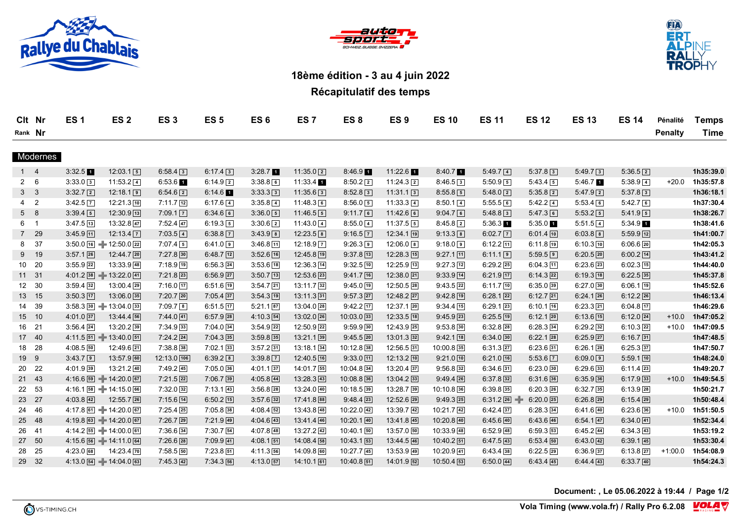Rallye du Chablais

18ème édition - 3 au 4 juin 2022

Récapitulatif des temps

| Clt Rank | Nr Nr | ES 1 | ES 2 | ES 3 | ES 5 | ES 6 | ES 7 | ES 8 | ES 9 | ES 10 | ES 11 | ES 12 | ES 13 | ES 14 | Pénalité Penalty | Temps Time |
|---|---|---|---|---|---|---|---|---|---|---|---|---|---|---|---|---|
| **Modernes** | | | | | | | | | | | | | | | | |
| 1 | 4 | 3:32.5 [1] | 12:03.1 [5] | 6:58.4 [3] | 6:17.4 [3] | 3:28.7 [1] | 11:35.0 [2] | 8:46.9 [1] | 11:22.6 [1] | 8:40.7 [1] | 5:49.7 [4] | 5:37.8 [3] | 5:49.7 [3] | 5:36.5 [2] | | 1h35:39.0 |
| 2 | 6 | 3:33.0 [3] | 11:53.2 [4] | 6:53.6 [1] | 6:14.9 [2] | 3:38.8 [6] | 11:33.4 [1] | 8:50.2 [2] | 11:24.3 [2] | 8:46.5 [3] | 5:50.9 [5] | 5:43.4 [5] | 5:46.7 [1] | 5:38.9 [4] | +20.0 | 1h35:57.8 |
| 3 | 3 | 3:32.7 [2] | 12:18.1 [9] | 6:54.6 [2] | 6:14.6 [1] | 3:33.3 [3] | 11:35.6 [3] | 8:52.8 [3] | 11:31.1 [3] | 8:55.8 [5] | 5:48.0 [2] | 5:35.8 [2] | 5:47.9 [2] | 5:37.8 [3] | | 1h36:18.1 |
| 4 | 2 | 3:42.5 [7] | 12:21.3 [10] | 7:11.7 [12] | 6:17.6 [4] | 3:35.8 [4] | 11:48.3 [6] | 8:56.0 [5] | 11:33.3 [4] | 8:50.1 [4] | 5:55.5 [6] | 5:42.2 [4] | 5:53.4 [6] | 5:42.7 [6] | | 1h37:30.4 |
| 5 | 8 | 3:39.4 [5] | 12:30.9 [13] | 7:09.1 [7] | 6:34.6 [6] | 3:36.0 [5] | 11:46.5 [5] | 9:11.7 [6] | 11:42.6 [6] | 9:04.7 [6] | 5:48.8 [3] | 5:47.3 [6] | 5:53.2 [5] | 5:41.9 [5] | | 1h38:26.7 |
| 6 | 1 | 3:47.5 [13] | 13:32.8 [47] | 7:52.4 [47] | 6:19.3 [5] | 3:30.6 [2] | 11:43.0 [4] | 8:55.0 [4] | 11:37.5 [5] | 8:45.8 [2] | 5:36.3 [1] | 5:35.0 [1] | 5:51.5 [4] | 5:34.9 [1] | | 1h38:41.6 |
| 7 | 29 | 3:45.9 [11] | 12:13.4 [7] | 7:03.5 [4] | 6:38.8 [7] | 3:43.9 [8] | 12:23.5 [8] | 9:16.5 [7] | 12:34.1 [19] | 9:13.3 [8] | 6:02.7 [7] | 6:01.4 [10] | 6:03.8 [8] | 5:59.9 [12] | | 1h41:00.7 |
| 8 | 37 | 3:50.0 [16] | + 12:50.0 [22] | 7:07.4 [5] | 6:41.0 [9] | 3:46.8 [11] | 12:18.9 [7] | 9:26.3 [9] | 12:06.0 [8] | 9:18.0 [9] | 6:12.2 [11] | 6:11.8 [19] | 6:10.3 [10] | 6:06.6 [20] | | 1h42:05.3 |
| 9 | 19 | 3:57.1 [26] | 12:44.7 [20] | 7:27.8 [30] | 6:48.7 [12] | 3:52.6 [16] | 12:45.8 [19] | 9:37.8 [13] | 12:28.3 [15] | 9:27.1 [11] | 6:11.1 [9] | 5:59.5 [9] | 6:20.5 [20] | 6:00.2 [14] | | 1h43:41.2 |
| 10 | 20 | 3:55.9 [22] | 13:33.9 [48] | 7:18.9 [19] | 6:56.3 [24] | 3:53.6 [18] | 12:36.3 [14] | 9:32.5 [10] | 12:25.9 [13] | 9:27.3 [12] | 6:29.2 [25] | 6:04.3 [11] | 6:23.6 [23] | 6:02.3 [15] | | 1h44:40.0 |
| 11 | 31 | 4:01.2 [38] | + 13:22.0 [41] | 7:21.8 [23] | 6:56.9 [27] | 3:50.7 [13] | 12:53.6 [23] | 9:41.7 [16] | 12:38.0 [21] | 9:33.9 [14] | 6:21.9 [17] | 6:14.3 [22] | 6:19.3 [18] | 6:22.5 [35] | | 1h45:37.8 |
| 12 | 30 | 3:59.4 [32] | 13:00.4 [29] | 7:16.0 [17] | 6:51.6 [19] | 3:54.7 [21] | 13:11.7 [32] | 9:45.0 [19] | 12:50.5 [28] | 9:43.5 [22] | 6:11.7 [10] | 6:35.0 [39] | 6:27.0 [30] | 6:06.1 [19] | | 1h45:52.6 |
| 13 | 15 | 3:50.3 [17] | 13:06.0 [35] | 7:20.7 [20] | 7:05.4 [37] | 3:54.3 [19] | 13:11.3 [31] | 9:57.3 [27] | 12:48.2 [27] | 9:42.8 [19] | 6:28.1 [22] | 6:12.7 [21] | 6:24.1 [26] | 6:12.2 [26] | | 1h46:13.4 |
| 14 | 39 | 3:58.3 [30] | + 13:04.0 [33] | 7:09.7 [8] | 6:51.5 [17] | 5:21.1 [87] | 13:04.0 [28] | 9:42.2 [17] | 12:37.1 [20] | 9:34.4 [15] | 6:29.1 [23] | 6:10.1 [16] | 6:23.3 [21] | 6:04.8 [17] | | 1h46:29.6 |
| 15 | 10 | 4:01.0 [37] | 13:44.4 [56] | 7:44.0 [41] | 6:57.9 [28] | 4:10.3 [54] | 13:02.0 [26] | 10:03.0 [33] | 12:33.5 [18] | 9:45.9 [23] | 6:25.5 [19] | 6:12.1 [20] | 6:13.6 [15] | 6:12.0 [24] | +10.0 | 1h47:05.2 |
| 16 | 21 | 3:56.4 [24] | 13:20.2 [39] | 7:34.9 [33] | 7:04.0 [34] | 3:54.9 [22] | 12:50.9 [22] | 9:59.9 [30] | 12:43.9 [25] | 9:53.8 [30] | 6:32.8 [28] | 6:28.3 [34] | 6:29.2 [32] | 6:10.3 [22] | +10.0 | 1h47:09.5 |
| 17 | 40 | 4:11.5 [51] | + 13:40.0 [51] | 7:24.2 [24] | 7:04.3 [35] | 3:59.8 [35] | 13:21.1 [39] | 9:45.5 [20] | 13:01.3 [32] | 9:42.1 [18] | 6:34.0 [30] | 6:22.1 [28] | 6:25.9 [27] | 6:16.7 [31] | | 1h47:48.5 |
| 18 | 28 | 4:08.5 [50] | 12:49.6 [21] | 7:38.8 [38] | 7:02.1 [33] | 3:57.2 [31] | 13:18.1 [34] | 10:12.8 [38] | 12:56.5 [31] | 10:00.8 [35] | 6:31.3 [27] | 6:23.6 [31] | 6:26.1 [28] | 6:25.3 [37] | | 1h47:50.7 |
| 19 | 9 | 3:43.7 [9] | 13:57.9 [60] | 12:13.0 [106] | 6:39.2 [8] | 3:39.8 [7] | 12:40.5 [16] | 9:33.0 [11] | 12:13.2 [10] | 9:21.0 [10] | 6:21.0 [16] | 5:53.6 [7] | 6:09.0 [9] | 5:59.1 [10] | | 1h48:24.0 |
| 20 | 22 | 4:01.9 [39] | 13:21.2 [40] | 7:49.2 [45] | 7:05.0 [36] | 4:01.1 [37] | 14:01.7 [55] | 10:04.8 [34] | 13:20.4 [37] | 9:56.8 [32] | 6:34.6 [31] | 6:23.0 [30] | 6:29.6 [33] | 6:11.4 [23] | | 1h49:20.7 |
| 21 | 43 | 4:16.6 [59] | + 14:20.0 [67] | 7:21.5 [22] | 7:06.7 [39] | 4:05.8 [44] | 13:28.3 [43] | 10:08.8 [36] | 13:04.2 [33] | 9:49.4 [26] | 6:37.8 [32] | 6:31.6 [36] | 6:35.9 [36] | 6:17.9 [33] | +10.0 | 1h49:54.5 |
| 22 | 53 | 4:16.1 [58] | + 14:15.0 [66] | 7:32.0 [32] | 7:13.1 [43] | 3:56.8 [28] | 13:24.0 [40] | 10:18.5 [39] | 13:28.7 [39] | 10:10.8 [36] | 6:39.8 [35] | 6:20.3 [26] | 6:32.7 [35] | 6:13.9 [28] | | 1h50:21.7 |
| 23 | 27 | 4:03.8 [42] | 12:55.7 [26] | 7:15.6 [14] | 6:50.2 [15] | 3:57.6 [32] | 17:41.8 [88] | 9:48.4 [23] | 12:52.6 [29] | 9:49.3 [25] | 6:31.2 [26] | + 6:20.0 [25] | 6:26.8 [29] | 6:15.4 [29] | | 1h50:48.4 |
| 24 | 46 | 4:17.8 [61] | + 14:20.0 [67] | 7:25.4 [25] | 7:05.8 [38] | 4:08.4 [52] | 13:43.8 [48] | 10:22.0 [42] | 13:39.7 [42] | 10:21.7 [42] | 6:42.4 [37] | 6:28.3 [34] | 6:41.6 [40] | 6:23.6 [36] | +10.0 | 1h51:50.5 |
| 25 | 48 | 4:19.8 [63] | + 14:20.0 [67] | 7:26.7 [29] | 7:21.9 [49] | 4:04.6 [43] | 13:41.4 [46] | 10:20.1 [40] | 13:41.8 [45] | 10:20.8 [40] | 6:45.6 [40] | 6:43.6 [46] | 6:54.1 [47] | 6:34.0 [41] | | 1h52:34.4 |
| 26 | 41 | 4:14.2 [55] | + 14:00.0 [61] | 7:36.6 [34] | 7:30.7 [54] | 4:07.8 [48] | 13:27.2 [42] | 10:40.1 [50] | 13:57.0 [50] | 10:33.9 [48] | 6:52.9 [48] | 6:59.3 [53] | 6:45.2 [44] | 6:34.3 [43] | | 1h53:19.2 |
| 27 | 50 | 4:15.6 [56] | + 14:11.0 [64] | 7:26.6 [28] | 7:09.9 [41] | 4:08.1 [51] | 14:08.4 [58] | 10:43.1 [53] | 13:44.5 [46] | 10:40.2 [51] | 6:47.5 [43] | 6:53.4 [50] | 6:43.0 [42] | 6:39.1 [45] | | 1h53:30.4 |
| 28 | 25 | 4:23.0 [68] | 14:23.4 [70] | 7:58.5 [50] | 7:23.8 [51] | 4:11.3 [56] | 14:09.8 [60] | 10:27.7 [45] | 13:53.9 [49] | 10:20.9 [41] | 6:43.4 [38] | 6:22.5 [29] | 6:36.9 [37] | 6:13.8 [27] | +1:00.0 | 1h54:08.9 |
| 29 | 32 | 4:13.0 [54] | + 14:04.0 [63] | 7:45.3 [42] | 7:34.3 [56] | 4:13.0 [57] | 14:10.1 [61] | 10:40.8 [51] | 14:01.9 [52] | 10:50.4 [53] | 6:50.0 [44] | 6:43.4 [45] | 6:44.4 [43] | 6:33.7 [40] | | 1h54:24.3 |

Document: , Le 05.06.2022 à 19:44 / Page 1/2

VS-TIMING.CH

Vola Timing (www.vola.fr) / Rally Pro 6.2.08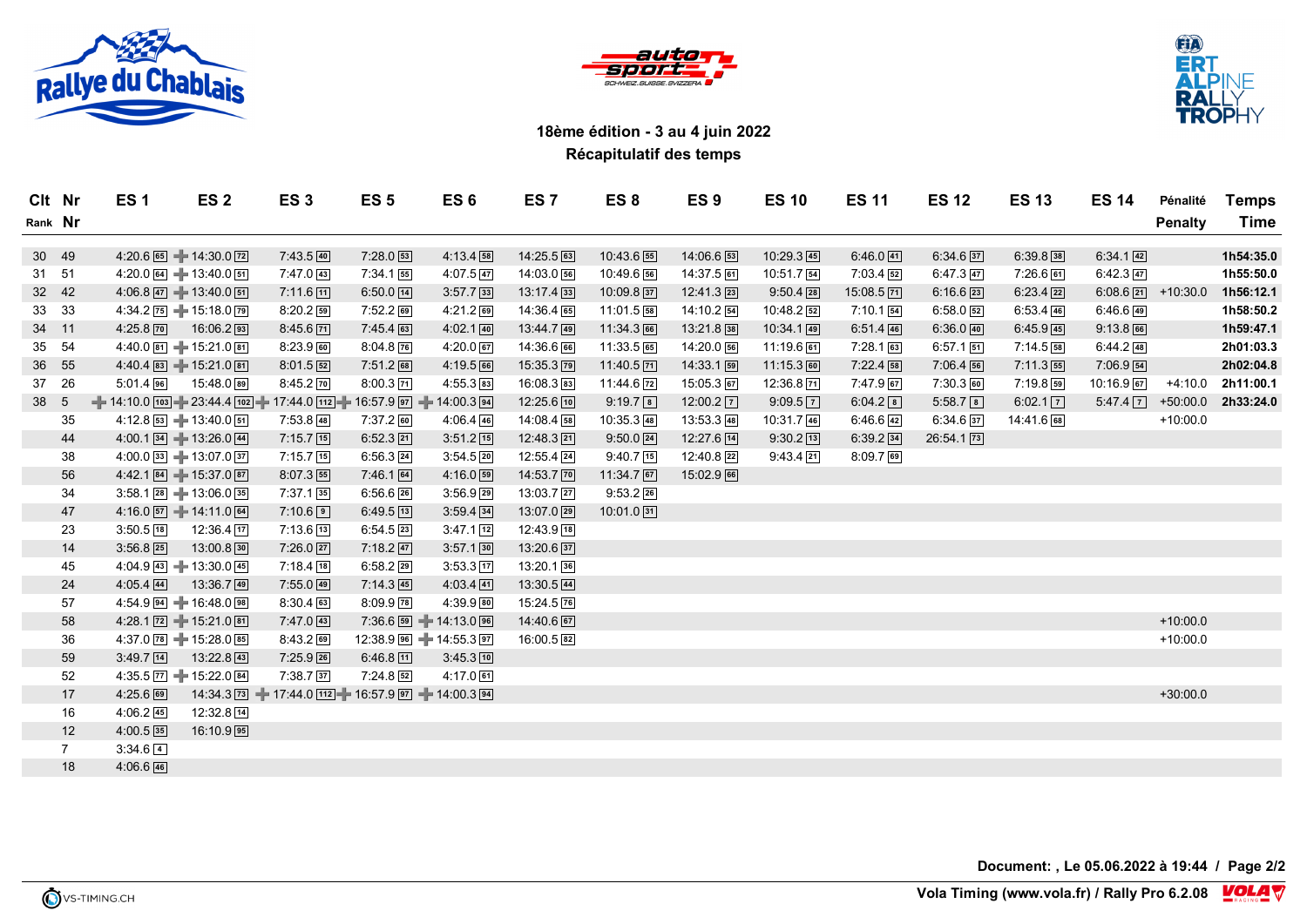18ème édition - 3 au 4 juin 2022

Récapitulatif des temps

| Clt Rank | Nr | ES 1 | ES 2 | ES 3 | ES 5 | ES 6 | ES 7 | ES 8 | ES 9 | ES 10 | ES 11 | ES 12 | ES 13 | ES 14 | Pénalité Penalty | Temps Time |
|---|---|---|---|---|---|---|---|---|---|---|---|---|---|---|---|---|
| 30 | 49 | 4:20.6 [65] | + 14:30.0 [72] | 7:43.5 [40] | 7:28.0 [53] | 4:13.4 [58] | 14:25.5 [63] | 10:43.6 [55] | 14:06.6 [53] | 10:29.3 [45] | 6:46.0 [41] | 6:34.6 [37] | 6:39.8 [38] | 6:34.1 [42] | | 1h54:35.0 |
| 31 | 51 | 4:20.0 [64] | + 13:40.0 [51] | 7:47.0 [43] | 7:34.1 [55] | 4:07.5 [47] | 14:03.0 [56] | 10:49.6 [56] | 14:37.5 [61] | 10:51.7 [54] | 7:03.4 [52] | 6:47.3 [47] | 7:26.6 [61] | 6:42.3 [47] | | 1h55:50.0 |
| 32 | 42 | 4:06.8 [47] | + 13:40.0 [51] | 7:11.6 [11] | 6:50.0 [14] | 3:57.7 [33] | 13:17.4 [33] | 10:09.8 [37] | 12:41.3 [23] | 9:50.4 [28] | 15:08.5 [71] | 6:16.6 [23] | 6:23.4 [22] | 6:08.6 [21] | +10:30.0 | 1h56:12.1 |
| 33 | 33 | 4:34.2 [75] | + 15:18.0 [79] | 8:20.2 [59] | 7:52.2 [69] | 4:21.2 [69] | 14:36.4 [65] | 11:01.5 [58] | 14:10.2 [54] | 10:48.2 [52] | 7:10.1 [54] | 6:58.0 [52] | 6:53.4 [46] | 6:46.6 [49] | | 1h58:50.2 |
| 34 | 11 | 4:25.8 [70] | 16:06.2 [93] | 8:45.6 [71] | 7:45.4 [63] | 4:02.1 [40] | 13:44.7 [49] | 11:34.3 [66] | 13:21.8 [38] | 10:34.1 [49] | 6:51.4 [46] | 6:36.0 [40] | 6:45.9 [45] | 9:13.8 [66] | | 1h59:47.1 |
| 35 | 54 | 4:40.0 [81] | + 15:21.0 [81] | 8:23.9 [60] | 8:04.8 [76] | 4:20.0 [67] | 14:36.6 [66] | 11:33.5 [65] | 14:20.0 [56] | 11:19.6 [61] | 7:28.1 [63] | 6:57.1 [51] | 7:14.5 [58] | 6:44.2 [48] | | 2h01:03.3 |
| 36 | 55 | 4:40.4 [83] | + 15:21.0 [81] | 8:01.5 [52] | 7:51.2 [68] | 4:19.5 [66] | 15:35.3 [79] | 11:40.5 [71] | 14:33.1 [59] | 11:15.3 [60] | 7:22.4 [58] | 7:06.4 [56] | 7:11.3 [55] | 7:06.9 [54] | | 2h02:04.8 |
| 37 | 26 | 5:01.4 [96] | 15:48.0 [89] | 8:45.2 [70] | 8:00.3 [71] | 4:55.3 [83] | 16:08.3 [83] | 11:44.6 [72] | 15:05.3 [67] | 12:36.8 [71] | 7:47.9 [67] | 7:30.3 [60] | 7:19.8 [59] | 10:16.9 [67] | +4:10.0 | 2h11:00.1 |
| 38 | 5 | + 14:10.0 [103] | + 23:44.4 [102] | + 17:44.0 [112] | + 16:57.9 [97] | + 14:00.3 [94] | 12:25.6 [10] | 9:19.7 [8] | 12:00.2 [7] | 9:09.5 [7] | 6:04.2 [8] | 5:58.7 [8] | 6:02.1 [7] | 5:47.4 [7] | +50:00.0 | 2h33:24.0 |
| | 35 | 4:12.8 [53] | + 13:40.0 [51] | 7:53.8 [48] | 7:37.2 [60] | 4:06.4 [46] | 14:08.4 [58] | 10:35.3 [48] | 13:53.3 [48] | 10:31.7 [46] | 6:46.6 [42] | 6:34.6 [37] | 14:41.6 [68] | | +10:00.0 | |
| | 44 | 4:00.1 [34] | + 13:26.0 [44] | 7:15.7 [15] | 6:52.3 [21] | 3:51.2 [15] | 12:48.3 [21] | 9:50.0 [24] | 12:27.6 [14] | 9:30.2 [13] | 6:39.2 [34] | 26:54.1 [73] | | | | |
| | 38 | 4:00.0 [33] | + 13:07.0 [37] | 7:15.7 [15] | 6:56.3 [24] | 3:54.5 [20] | 12:55.4 [24] | 9:40.7 [15] | 12:40.8 [22] | 9:43.4 [21] | 8:09.7 [69] | | | | | |
| | 56 | 4:42.1 [84] | + 15:37.0 [87] | 8:07.3 [55] | 7:46.1 [64] | 4:16.0 [59] | 14:53.7 [70] | 11:34.7 [67] | 15:02.9 [66] | | | | | | | |
| | 34 | 3:58.1 [28] | + 13:06.0 [35] | 7:37.1 [35] | 6:56.6 [26] | 3:56.9 [29] | 13:03.7 [27] | 9:53.2 [26] | | | | | | | | |
| | 47 | 4:16.0 [57] | + 14:11.0 [64] | 7:10.6 [9] | 6:49.5 [13] | 3:59.4 [34] | 13:07.0 [29] | 10:01.0 [31] | | | | | | | | |
| | 23 | 3:50.5 [18] | 12:36.4 [17] | 7:13.6 [13] | 6:54.5 [23] | 3:47.1 [12] | 12:43.9 [18] | | | | | | | | | |
| | 14 | 3:56.8 [25] | 13:00.8 [30] | 7:26.0 [27] | 7:18.2 [47] | 3:57.1 [30] | 13:20.6 [37] | | | | | | | | | |
| | 45 | 4:04.9 [43] | + 13:30.0 [45] | 7:18.4 [18] | 6:58.2 [29] | 3:53.3 [17] | 13:20.1 [36] | | | | | | | | | |
| | 24 | 4:05.4 [44] | 13:36.7 [49] | 7:55.0 [49] | 7:14.3 [45] | 4:03.4 [41] | 13:30.5 [44] | | | | | | | | | |
| | 57 | 4:54.9 [94] | + 16:48.0 [98] | 8:30.4 [63] | 8:09.9 [78] | 4:39.9 [80] | 15:24.5 [76] | | | | | | | | | |
| | 58 | 4:28.1 [72] | + 15:21.0 [81] | 7:47.0 [43] | 7:36.6 [59] | + 14:13.0 [96] | 14:40.6 [67] | | | | | | | | +10:00.0 | |
| | 36 | 4:37.0 [78] | + 15:28.0 [85] | 8:43.2 [69] | 12:38.9 [96] | + 14:55.3 [97] | 16:00.5 [82] | | | | | | | | +10:00.0 | |
| | 59 | 3:49.7 [14] | 13:22.8 [43] | 7:25.9 [26] | 6:46.8 [11] | 3:45.3 [10] | | | | | | | | | | |
| | 52 | 4:35.5 [77] | + 15:22.0 [84] | 7:38.7 [37] | 7:24.8 [52] | 4:17.0 [61] | | | | | | | | | | |
| | 17 | 4:25.6 [69] | 14:34.3 [73] | + 17:44.0 [112] | + 16:57.9 [97] | + 14:00.3 [94] | | | | | | | | | +30:00.0 | |
| | 16 | 4:06.2 [45] | 12:32.8 [14] | | | | | | | | | | | | | |
| | 12 | 4:00.5 [35] | 16:10.9 [95] | | | | | | | | | | | | | |
| | 7 | 3:34.6 [4] | | | | | | | | | | | | | | |
| | 18 | 4:06.6 [46] | | | | | | | | | | | | | | |

Document: , Le 05.06.2022 à 19:44

VS-TIMING.CH

Vola Timing (www.vola.fr) / Rally Pro 6.2.08